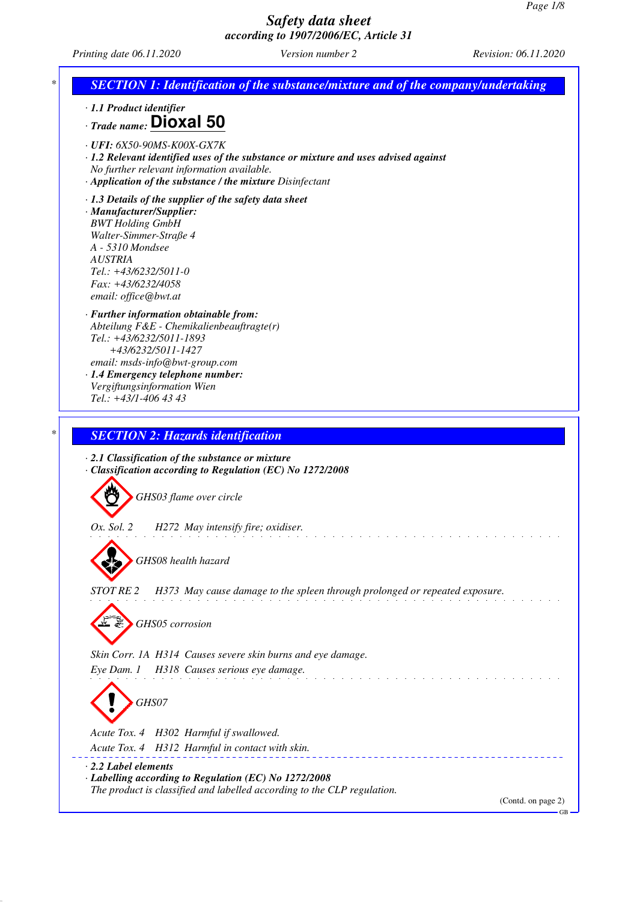# Safety data sheet
## according to 1907/2006/EC, Article 31

*Printing date 06.11.2020* *Version number 2* *Revision: 06.11.2020*

## SECTION 1: Identification of the substance/mixture and of the company/undertaking

· **1.1 Product identifier**

· *Trade name:* **Dioxal 50**

· **UFI:** 6X50-90MS-K00X-GX7K

· **1.2 Relevant identified uses of the substance or mixture and uses advised against**
No further relevant information available.

· **Application of the substance / the mixture** Disinfectant

· **1.3 Details of the supplier of the safety data sheet**

· **Manufacturer/Supplier:**
BWT Holding GmbH
Walter-Simmer-Straße 4
A - 5310 Mondsee
AUSTRIA
Tel.: +43/6232/5011-0
Fax: +43/6232/4058
email: office@bwt.at

· **Further information obtainable from:**
Abteilung F&E - Chemikalienbeauftragte(r)
Tel.: +43/6232/5011-1893
+43/6232/5011-1427
email: msds-info@bwt-group.com

· **1.4 Emergency telephone number:**
Vergiftungsinformation Wien
Tel.: +43/1-406 43 43

## SECTION 2: Hazards identification

· **2.1 Classification of the substance or mixture**

· **Classification according to Regulation (EC) No 1272/2008**

GHS03 flame over circle

Ox. Sol. 2 H272 May intensify fire; oxidiser.

GHS08 health hazard

STOT RE 2 H373 May cause damage to the spleen through prolonged or repeated exposure.

GHS05 corrosion

Skin Corr. 1A H314 Causes severe skin burns and eye damage.

Eye Dam. 1 H318 Causes serious eye damage.

GHS07

Acute Tox. 4 H302 Harmful if swallowed.

Acute Tox. 4 H312 Harmful in contact with skin.

· **2.2 Label elements**

· **Labelling according to Regulation (EC) No 1272/2008**
The product is classified and labelled according to the CLP regulation.

(Contd. on page 2)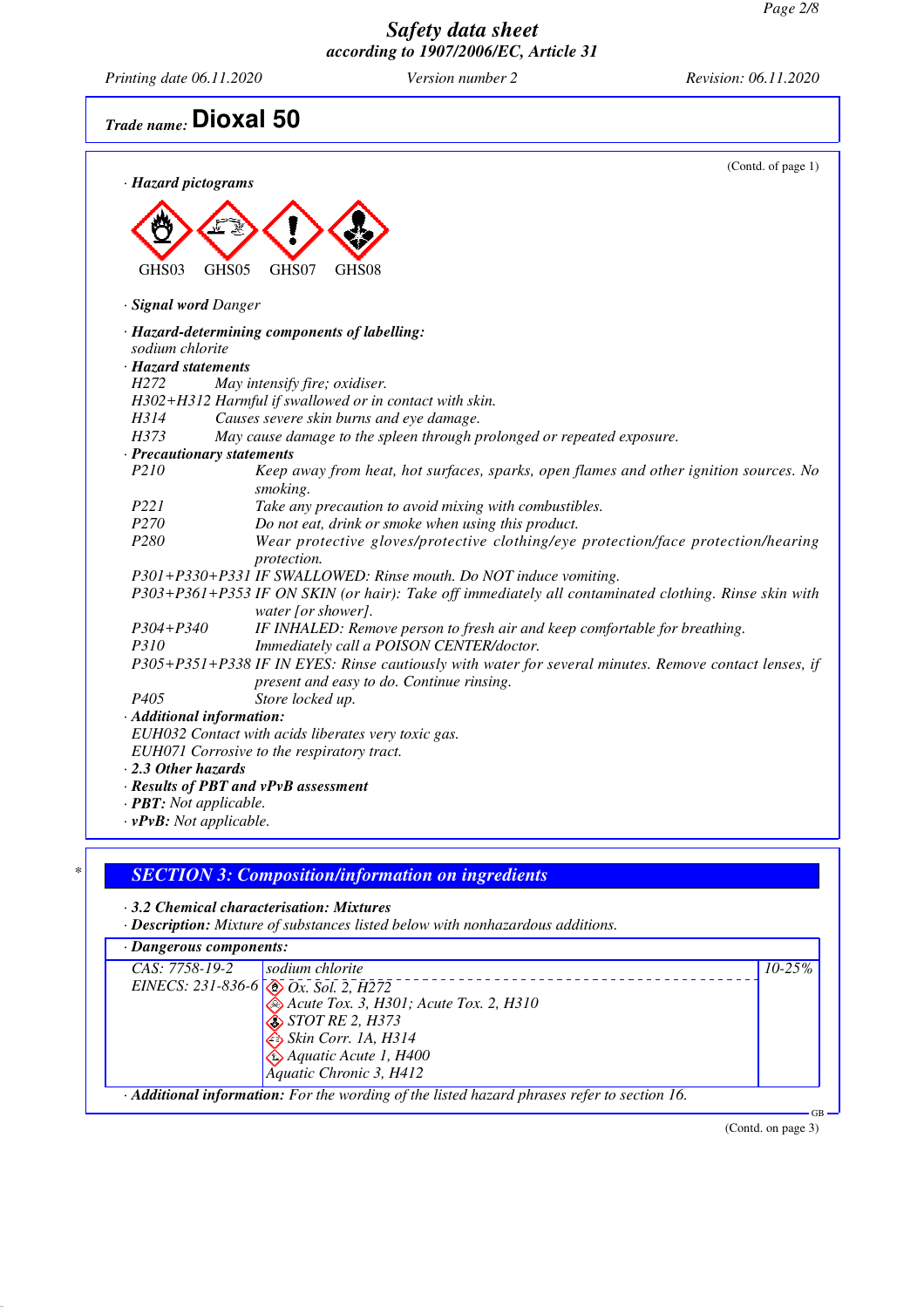## Trade name: Dioxal 50

(Contd. of page 1)

· **Hazard pictograms**

GHS03 GHS05 GHS07 GHS08

· **Signal word** Danger

· **Hazard-determining components of labelling:**
sodium chlorite

· **Hazard statements**

H272 May intensify fire; oxidiser.
H302+H312 Harmful if swallowed or in contact with skin.
H314 Causes severe skin burns and eye damage.
H373 May cause damage to the spleen through prolonged or repeated exposure.

· **Precautionary statements**

P210 Keep away from heat, hot surfaces, sparks, open flames and other ignition sources. No smoking.
P221 Take any precaution to avoid mixing with combustibles.
P270 Do not eat, drink or smoke when using this product.
P280 Wear protective gloves/protective clothing/eye protection/face protection/hearing protection.
P301+P330+P331 IF SWALLOWED: Rinse mouth. Do NOT induce vomiting.
P303+P361+P353 IF ON SKIN (or hair): Take off immediately all contaminated clothing. Rinse skin with water [or shower].
P304+P340 IF INHALED: Remove person to fresh air and keep comfortable for breathing.
P310 Immediately call a POISON CENTER/doctor.
P305+P351+P338 IF IN EYES: Rinse cautiously with water for several minutes. Remove contact lenses, if present and easy to do. Continue rinsing.
P405 Store locked up.

· **Additional information:**
EUH032 Contact with acids liberates very toxic gas.
EUH071 Corrosive to the respiratory tract.

· **2.3 Other hazards**

· **Results of PBT and vPvB assessment**

· **PBT:** Not applicable.

· **vPvB:** Not applicable.

## SECTION 3: Composition/information on ingredients

· **3.2 Chemical characterisation: Mixtures**

· **Description:** Mixture of substances listed below with nonhazardous additions.

· **Dangerous components:**

| | | |
|---|---|---|
| CAS: 7758-19-2<br>EINECS: 231-836-6 | sodium chlorite<br>Ox. Sol. 2, H272<br>Acute Tox. 3, H301; Acute Tox. 2, H310<br>STOT RE 2, H373<br>Skin Corr. 1A, H314<br>Aquatic Acute 1, H400<br>Aquatic Chronic 3, H412 | 10-25% |

· **Additional information:** For the wording of the listed hazard phrases refer to section 16.

(Contd. on page 3)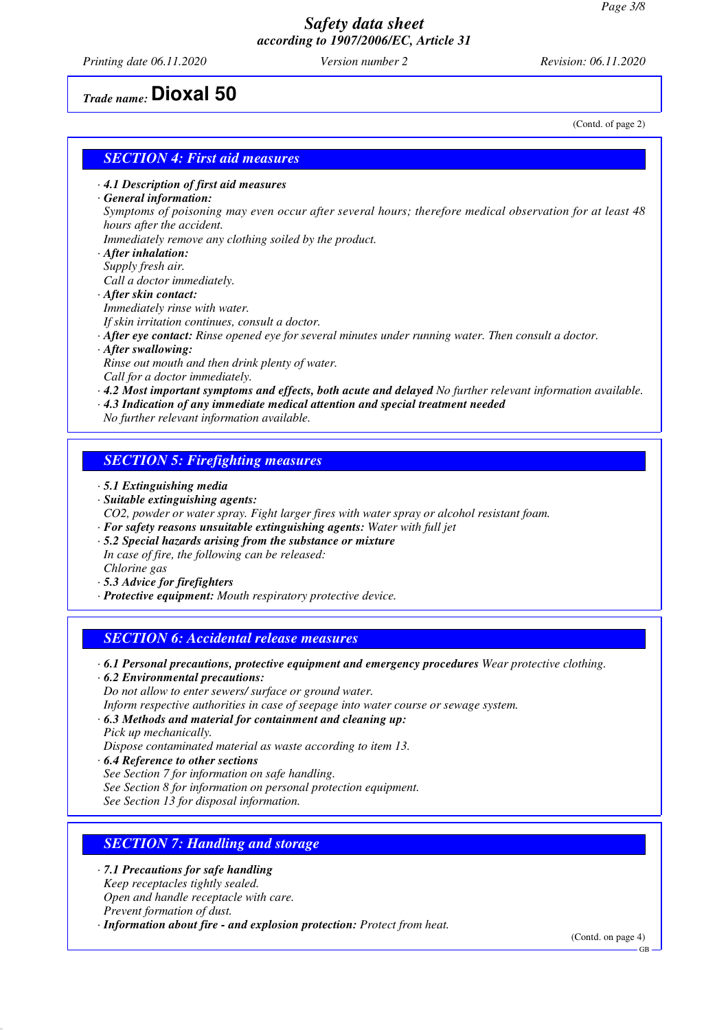*Trade name:* **Dioxal 50**

(Contd. of page 2)

## *SECTION 4: First aid measures*

· ***4.1 Description of first aid measures***
· ***General information:***
*Symptoms of poisoning may even occur after several hours; therefore medical observation for at least 48 hours after the accident.*
*Immediately remove any clothing soiled by the product.*
· ***After inhalation:***
*Supply fresh air.*
*Call a doctor immediately.*
· ***After skin contact:***
*Immediately rinse with water.*
*If skin irritation continues, consult a doctor.*
· ***After eye contact:*** *Rinse opened eye for several minutes under running water. Then consult a doctor.*
· ***After swallowing:***
*Rinse out mouth and then drink plenty of water.*
*Call for a doctor immediately.*
· ***4.2 Most important symptoms and effects, both acute and delayed*** *No further relevant information available.*
· ***4.3 Indication of any immediate medical attention and special treatment needed***
*No further relevant information available.*

## *SECTION 5: Firefighting measures*

· ***5.1 Extinguishing media***
· ***Suitable extinguishing agents:***
*CO2, powder or water spray. Fight larger fires with water spray or alcohol resistant foam.*
· ***For safety reasons unsuitable extinguishing agents:*** *Water with full jet*
· ***5.2 Special hazards arising from the substance or mixture***
*In case of fire, the following can be released:*
*Chlorine gas*
· ***5.3 Advice for firefighters***
· ***Protective equipment:*** *Mouth respiratory protective device.*

## *SECTION 6: Accidental release measures*

· ***6.1 Personal precautions, protective equipment and emergency procedures*** *Wear protective clothing.*
· ***6.2 Environmental precautions:***
*Do not allow to enter sewers/ surface or ground water.*
*Inform respective authorities in case of seepage into water course or sewage system.*
· ***6.3 Methods and material for containment and cleaning up:***
*Pick up mechanically.*
*Dispose contaminated material as waste according to item 13.*
· ***6.4 Reference to other sections***
*See Section 7 for information on safe handling.*
*See Section 8 for information on personal protection equipment.*
*See Section 13 for disposal information.*

## *SECTION 7: Handling and storage*

· ***7.1 Precautions for safe handling***
*Keep receptacles tightly sealed.*
*Open and handle receptacle with care.*
*Prevent formation of dust.*
· ***Information about fire - and explosion protection:*** *Protect from heat.*

(Contd. on page 4)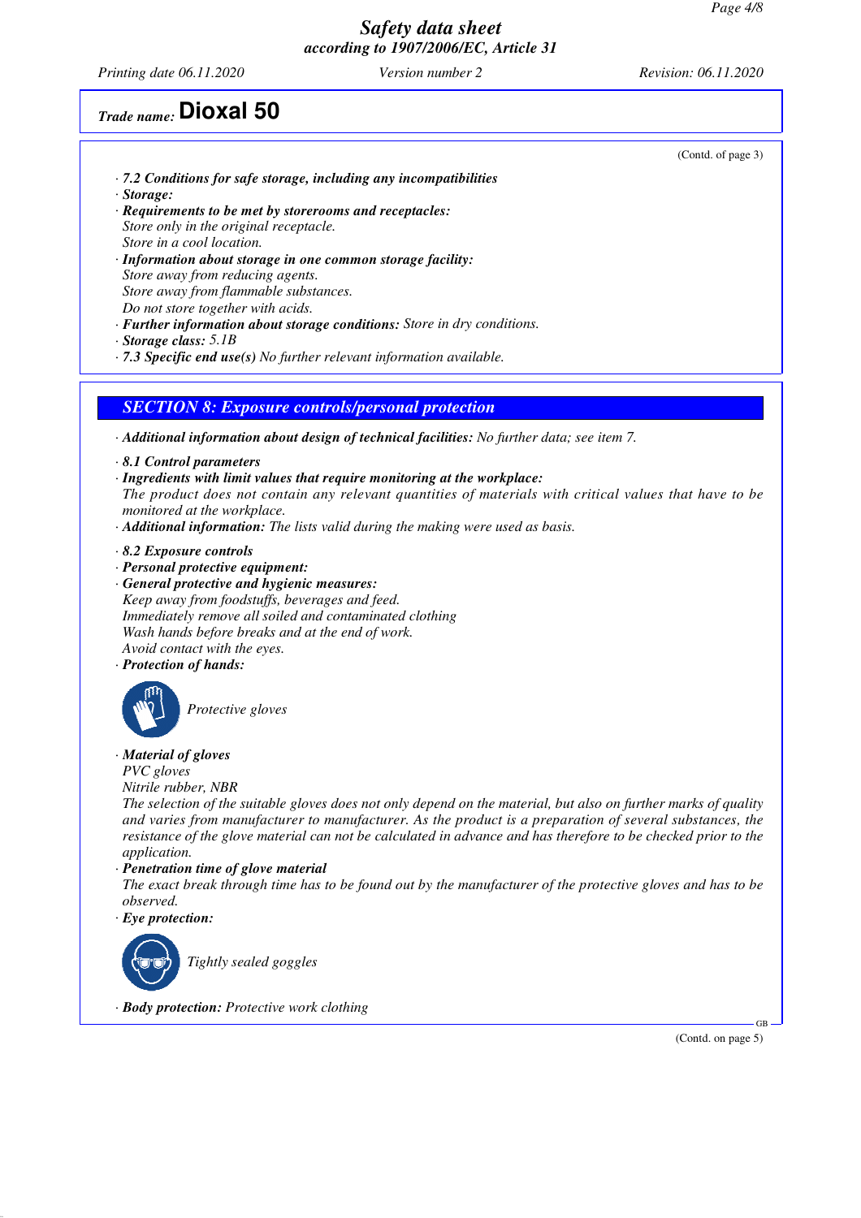Safety data sheet
according to 1907/2006/EC, Article 31

Printing date 06.11.2020 Version number 2 Revision: 06.11.2020

**Trade name: Dioxal 50**

(Contd. of page 3)

· ***7.2 Conditions for safe storage, including any incompatibilities***
· ***Storage:***
· ***Requirements to be met by storerooms and receptacles:***
*Store only in the original receptacle.*
*Store in a cool location.*
· ***Information about storage in one common storage facility:***
*Store away from reducing agents.*
*Store away from flammable substances.*
*Do not store together with acids.*
· ***Further information about storage conditions:*** *Store in dry conditions.*
· ***Storage class:*** *5.1B*
· ***7.3 Specific end use(s)*** *No further relevant information available.*

## SECTION 8: Exposure controls/personal protection

· ***Additional information about design of technical facilities:*** *No further data; see item 7.*

· ***8.1 Control parameters***
· ***Ingredients with limit values that require monitoring at the workplace:***
*The product does not contain any relevant quantities of materials with critical values that have to be monitored at the workplace.*
· ***Additional information:*** *The lists valid during the making were used as basis.*

· ***8.2 Exposure controls***
· ***Personal protective equipment:***
· ***General protective and hygienic measures:***
*Keep away from foodstuffs, beverages and feed.*
*Immediately remove all soiled and contaminated clothing*
*Wash hands before breaks and at the end of work.*
*Avoid contact with the eyes.*
· ***Protection of hands:***

*Protective gloves*

· ***Material of gloves***
*PVC gloves*
*Nitrile rubber, NBR*
*The selection of the suitable gloves does not only depend on the material, but also on further marks of quality and varies from manufacturer to manufacturer. As the product is a preparation of several substances, the resistance of the glove material can not be calculated in advance and has therefore to be checked prior to the application.*
· ***Penetration time of glove material***
*The exact break through time has to be found out by the manufacturer of the protective gloves and has to be observed.*
· ***Eye protection:***

*Tightly sealed goggles*

· ***Body protection:*** *Protective work clothing*

(Contd. on page 5)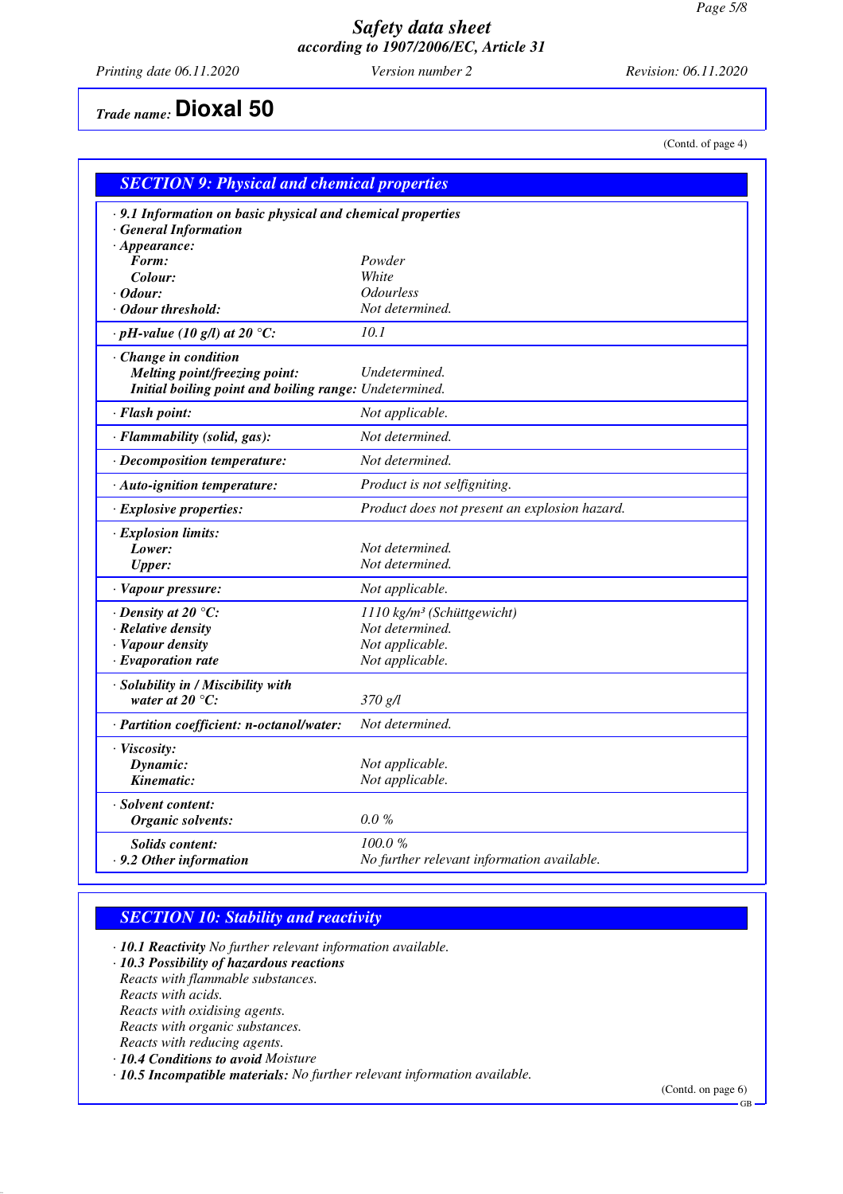Trade name: **Dioxal 50**

(Contd. of page 4)

## SECTION 9: Physical and chemical properties

· **9.1 Information on basic physical and chemical properties**
· **General Information**

| Property | Value |
|---|---|
| · **Appearance:** | |
| **Form:** | Powder |
| **Colour:** | White |
| · **Odour:** | Odourless |
| · **Odour threshold:** | Not determined. |
| · **pH-value (10 g/l) at 20 °C:** | 10.1 |
| · **Change in condition** | |
| **Melting point/freezing point:** | Undetermined. |
| **Initial boiling point and boiling range:** | Undetermined. |
| · **Flash point:** | Not applicable. |
| · **Flammability (solid, gas):** | Not determined. |
| · **Decomposition temperature:** | Not determined. |
| · **Auto-ignition temperature:** | Product is not selfigniting. |
| · **Explosive properties:** | Product does not present an explosion hazard. |
| · **Explosion limits:** | |
| **Lower:** | Not determined. |
| **Upper:** | Not determined. |
| · **Vapour pressure:** | Not applicable. |
| · **Density at 20 °C:** | 1110 kg/m³ (Schüttgewicht) |
| · **Relative density** | Not determined. |
| · **Vapour density** | Not applicable. |
| · **Evaporation rate** | Not applicable. |
| · **Solubility in / Miscibility with water at 20 °C:** | 370 g/l |
| · **Partition coefficient: n-octanol/water:** | Not determined. |
| · **Viscosity:** | |
| **Dynamic:** | Not applicable. |
| **Kinematic:** | Not applicable. |
| · **Solvent content:** | |
| **Organic solvents:** | 0.0 % |
| **Solids content:** | 100.0 % |
| · **9.2 Other information** | No further relevant information available. |

## SECTION 10: Stability and reactivity

· **10.1 Reactivity** No further relevant information available.
· **10.3 Possibility of hazardous reactions**
Reacts with flammable substances.
Reacts with acids.
Reacts with oxidising agents.
Reacts with organic substances.
Reacts with reducing agents.
· **10.4 Conditions to avoid** Moisture
· **10.5 Incompatible materials:** No further relevant information available.

(Contd. on page 6)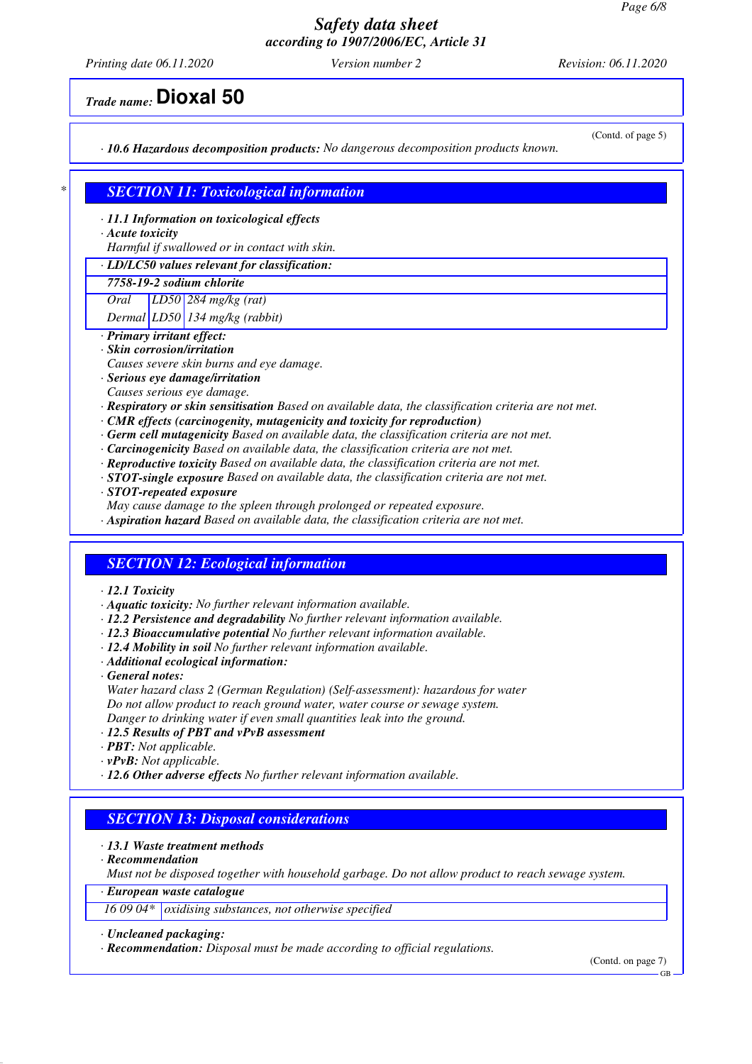**Trade name: Dioxal 50**

(Contd. of page 5)

· *10.6 Hazardous decomposition products:* No dangerous decomposition products known.

## SECTION 11: Toxicological information

· **11.1 Information on toxicological effects**
· **Acute toxicity**
Harmful if swallowed or in contact with skin.

| · LD/LC50 values relevant for classification: | | |
|---|---|---|
| **7758-19-2 sodium chlorite** | | |
| Oral | LD50 | 284 mg/kg (rat) |
| Dermal | LD50 | 134 mg/kg (rabbit) |

· **Primary irritant effect:**
· **Skin corrosion/irritation**
Causes severe skin burns and eye damage.
· **Serious eye damage/irritation**
Causes serious eye damage.
· **Respiratory or skin sensitisation** Based on available data, the classification criteria are not met.
· **CMR effects (carcinogenity, mutagenicity and toxicity for reproduction)**
· **Germ cell mutagenicity** Based on available data, the classification criteria are not met.
· **Carcinogenicity** Based on available data, the classification criteria are not met.
· **Reproductive toxicity** Based on available data, the classification criteria are not met.
· **STOT-single exposure** Based on available data, the classification criteria are not met.
· **STOT-repeated exposure**
May cause damage to the spleen through prolonged or repeated exposure.
· **Aspiration hazard** Based on available data, the classification criteria are not met.

## SECTION 12: Ecological information

· **12.1 Toxicity**
· **Aquatic toxicity:** No further relevant information available.
· **12.2 Persistence and degradability** No further relevant information available.
· **12.3 Bioaccumulative potential** No further relevant information available.
· **12.4 Mobility in soil** No further relevant information available.
· **Additional ecological information:**
· **General notes:**
Water hazard class 2 (German Regulation) (Self-assessment): hazardous for water
Do not allow product to reach ground water, water course or sewage system.
Danger to drinking water if even small quantities leak into the ground.
· **12.5 Results of PBT and vPvB assessment**
· **PBT:** Not applicable.
· **vPvB:** Not applicable.
· **12.6 Other adverse effects** No further relevant information available.

## SECTION 13: Disposal considerations

· **13.1 Waste treatment methods**
· **Recommendation**
Must not be disposed together with household garbage. Do not allow product to reach sewage system.

| · European waste catalogue | |
|---|---|
| 16 09 04* | oxidising substances, not otherwise specified |

· **Uncleaned packaging:**
· **Recommendation:** Disposal must be made according to official regulations.

(Contd. on page 7)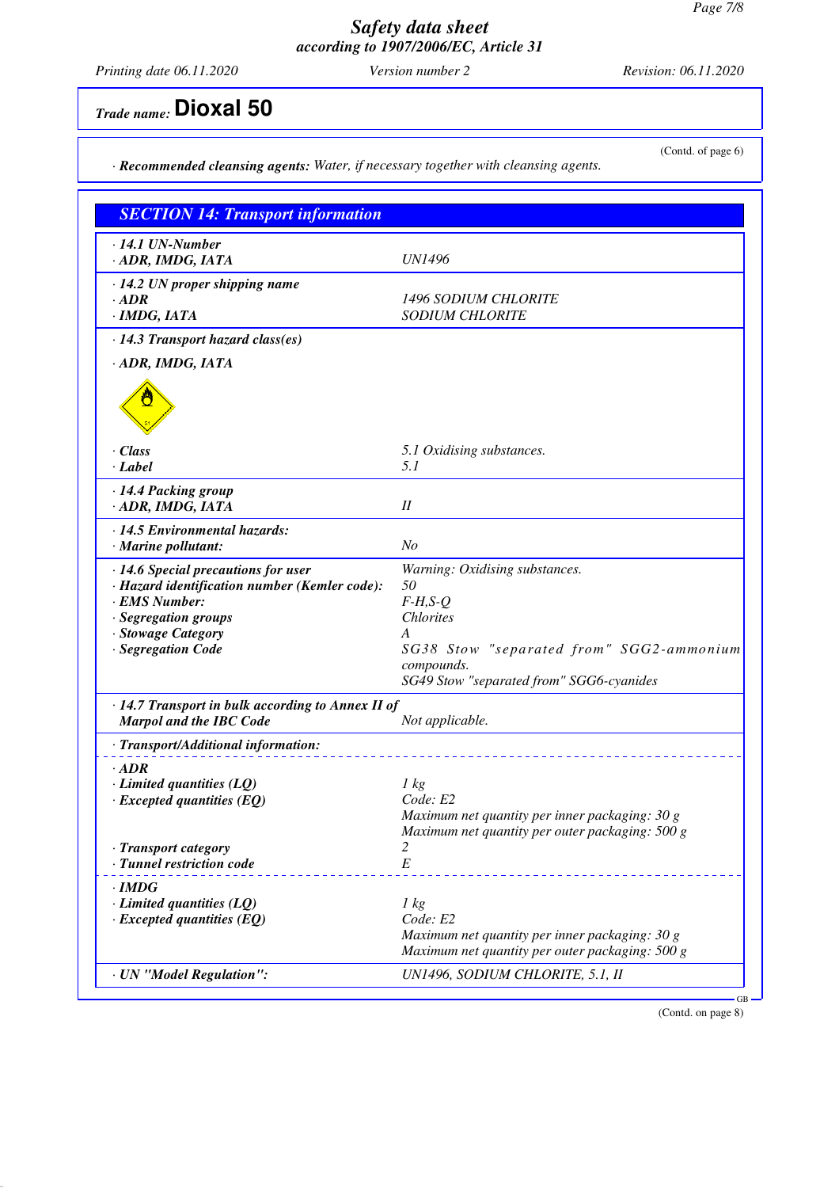**Safety data sheet**
**according to 1907/2006/EC, Article 31**

Printing date 06.11.2020 | Version number 2 | Revision: 06.11.2020

**Trade name: Dioxal 50**

(Contd. of page 6)

· **Recommended cleansing agents:** *Water, if necessary together with cleansing agents.*

## SECTION 14: Transport information

| | |
|---|---|
| · **14.1 UN-Number** | |
| · **ADR, IMDG, IATA** | UN1496 |
| · **14.2 UN proper shipping name** | |
| · **ADR** | 1496 SODIUM CHLORITE |
| · **IMDG, IATA** | SODIUM CHLORITE |
| · **14.3 Transport hazard class(es)** | |
| · **ADR, IMDG, IATA** | |
| · **Class** | 5.1 Oxidising substances. |
| · **Label** | 5.1 |
| · **14.4 Packing group** | |
| · **ADR, IMDG, IATA** | II |
| · **14.5 Environmental hazards:** | |
| · **Marine pollutant:** | No |
| · **14.6 Special precautions for user** | Warning: Oxidising substances. |
| · **Hazard identification number (Kemler code):** | 50 |
| · **EMS Number:** | F-H,S-Q |
| · **Segregation groups** | Chlorites |
| · **Stowage Category** | A |
| · **Segregation Code** | SG38 Stow "separated from" SGG2-ammonium compounds.<br>SG49 Stow "separated from" SGG6-cyanides |
| · **14.7 Transport in bulk according to Annex II of Marpol and the IBC Code** | Not applicable. |
| · **Transport/Additional information:** | |
| · **ADR** | |
| · **Limited quantities (LQ)** | 1 kg |
| · **Excepted quantities (EQ)** | Code: E2<br>Maximum net quantity per inner packaging: 30 g<br>Maximum net quantity per outer packaging: 500 g |
| · **Transport category** | 2 |
| · **Tunnel restriction code** | E |
| · **IMDG** | |
| · **Limited quantities (LQ)** | 1 kg |
| · **Excepted quantities (EQ)** | Code: E2<br>Maximum net quantity per inner packaging: 30 g<br>Maximum net quantity per outer packaging: 500 g |
| · **UN "Model Regulation":** | UN1496, SODIUM CHLORITE, 5.1, II |

(Contd. on page 8)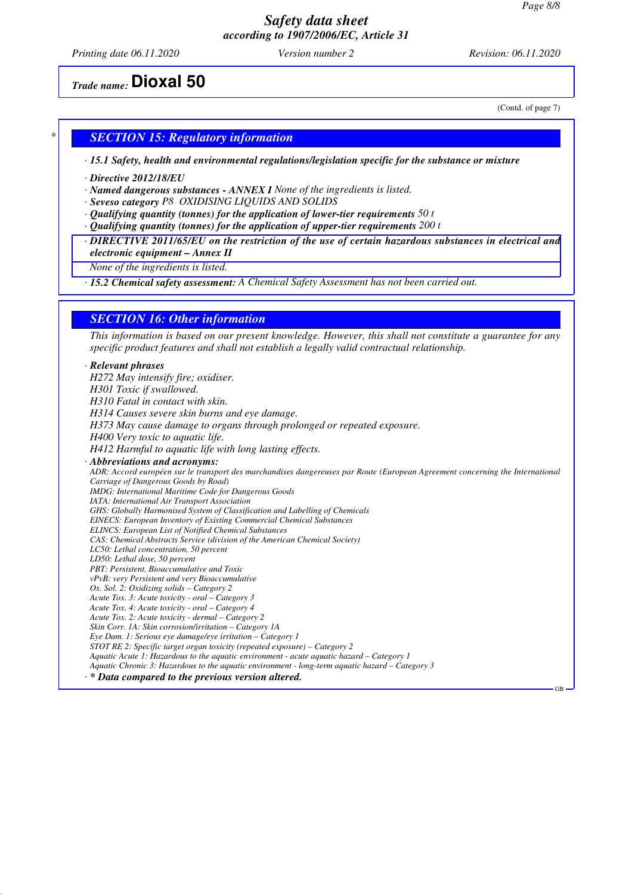# Safety data sheet
*according to 1907/2006/EC, Article 31*

*Printing date 06.11.2020* *Version number 2* *Revision: 06.11.2020*

*Trade name:* **Dioxal 50**

(Contd. of page 7)

## * SECTION 15: Regulatory information

· ***15.1 Safety, health and environmental regulations/legislation specific for the substance or mixture***

· ***Directive 2012/18/EU***
· ***Named dangerous substances - ANNEX I*** *None of the ingredients is listed.*
· ***Seveso category*** *P8 OXIDISING LIQUIDS AND SOLIDS*
· ***Qualifying quantity (tonnes) for the application of lower-tier requirements*** *50 t*
· ***Qualifying quantity (tonnes) for the application of upper-tier requirements*** *200 t*
· ***DIRECTIVE 2011/65/EU on the restriction of the use of certain hazardous substances in electrical and electronic equipment – Annex II***
*None of the ingredients is listed.*
· ***15.2 Chemical safety assessment:*** *A Chemical Safety Assessment has not been carried out.*

## SECTION 16: Other information

*This information is based on our present knowledge. However, this shall not constitute a guarantee for any specific product features and shall not establish a legally valid contractual relationship.*

· ***Relevant phrases***
*H272 May intensify fire; oxidiser.*
*H301 Toxic if swallowed.*
*H310 Fatal in contact with skin.*
*H314 Causes severe skin burns and eye damage.*
*H373 May cause damage to organs through prolonged or repeated exposure.*
*H400 Very toxic to aquatic life.*
*H412 Harmful to aquatic life with long lasting effects.*

· ***Abbreviations and acronyms:***
*ADR: Accord européen sur le transport des marchandises dangereuses par Route (European Agreement concerning the International Carriage of Dangerous Goods by Road)*
*IMDG: International Maritime Code for Dangerous Goods*
*IATA: International Air Transport Association*
*GHS: Globally Harmonised System of Classification and Labelling of Chemicals*
*EINECS: European Inventory of Existing Commercial Chemical Substances*
*ELINCS: European List of Notified Chemical Substances*
*CAS: Chemical Abstracts Service (division of the American Chemical Society)*
*LC50: Lethal concentration, 50 percent*
*LD50: Lethal dose, 50 percent*
*PBT: Persistent, Bioaccumulative and Toxic*
*vPvB: very Persistent and very Bioaccumulative*
*Ox. Sol. 2: Oxidizing solids – Category 2*
*Acute Tox. 3: Acute toxicity - oral – Category 3*
*Acute Tox. 4: Acute toxicity - oral – Category 4*
*Acute Tox. 2: Acute toxicity - dermal – Category 2*
*Skin Corr. 1A: Skin corrosion/irritation – Category 1A*
*Eye Dam. 1: Serious eye damage/eye irritation – Category 1*
*STOT RE 2: Specific target organ toxicity (repeated exposure) – Category 2*
*Aquatic Acute 1: Hazardous to the aquatic environment - acute aquatic hazard – Category 1*
*Aquatic Chronic 3: Hazardous to the aquatic environment - long-term aquatic hazard – Category 3*

· ***\* Data compared to the previous version altered.***